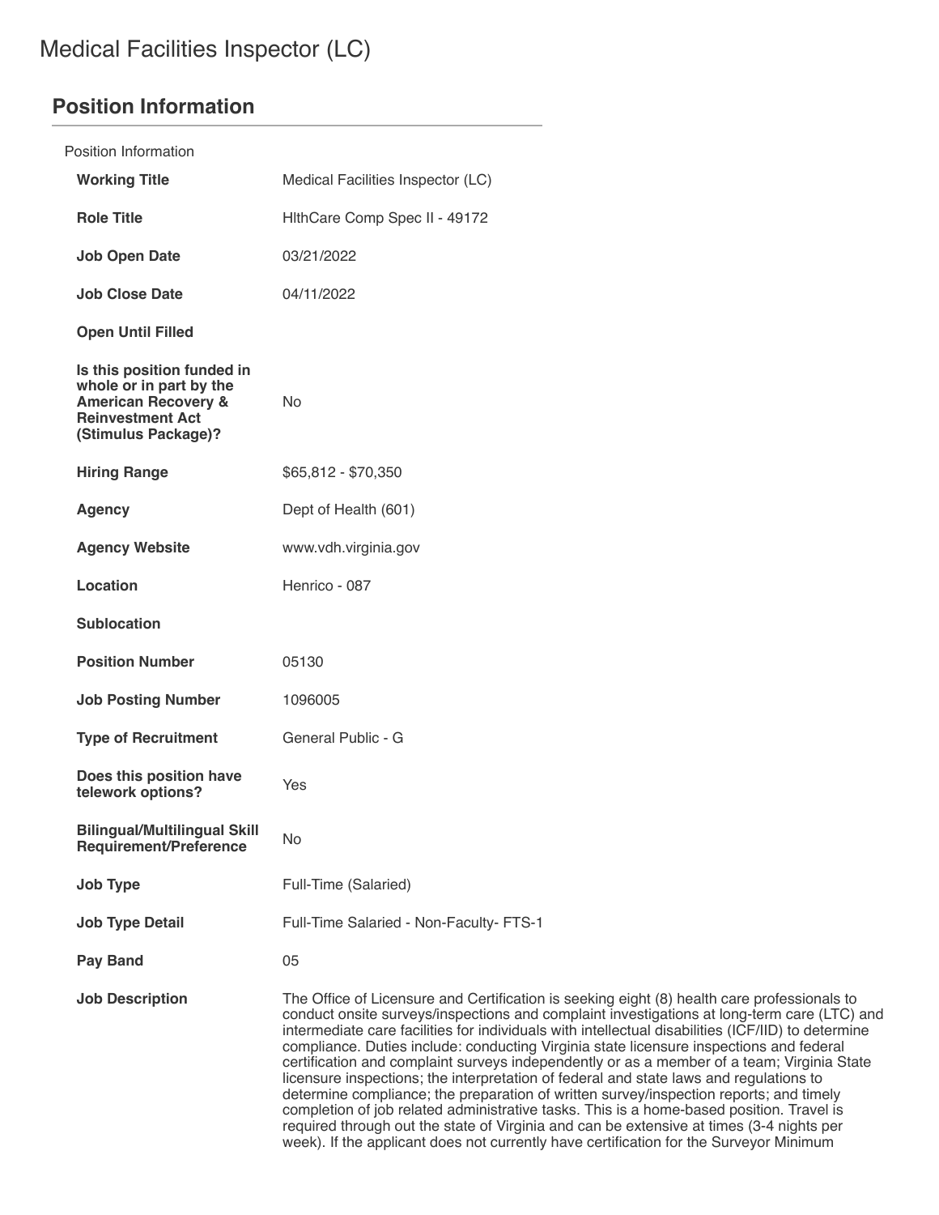# Medical Facilities Inspector (LC)

## Position Information

Position Information

| | |
|---|---|
| **Working Title** | Medical Facilities Inspector (LC) |
| **Role Title** | HlthCare Comp Spec II - 49172 |
| **Job Open Date** | 03/21/2022 |
| **Job Close Date** | 04/11/2022 |
| **Open Until Filled** | |
| **Is this position funded in whole or in part by the American Recovery & Reinvestment Act (Stimulus Package)?** | No |
| **Hiring Range** | $65,812 - $70,350 |
| **Agency** | Dept of Health (601) |
| **Agency Website** | www.vdh.virginia.gov |
| **Location** | Henrico - 087 |
| **Sublocation** | |
| **Position Number** | 05130 |
| **Job Posting Number** | 1096005 |
| **Type of Recruitment** | General Public - G |
| **Does this position have telework options?** | Yes |
| **Bilingual/Multilingual Skill Requirement/Preference** | No |
| **Job Type** | Full-Time (Salaried) |
| **Job Type Detail** | Full-Time Salaried - Non-Faculty- FTS-1 |
| **Pay Band** | 05 |
| **Job Description** | The Office of Licensure and Certification is seeking eight (8) health care professionals to conduct onsite surveys/inspections and complaint investigations at long-term care (LTC) and intermediate care facilities for individuals with intellectual disabilities (ICF/IID) to determine compliance. Duties include: conducting Virginia state licensure inspections and federal certification and complaint surveys independently or as a member of a team; Virginia State licensure inspections; the interpretation of federal and state laws and regulations to determine compliance; the preparation of written survey/inspection reports; and timely completion of job related administrative tasks. This is a home-based position. Travel is required through out the state of Virginia and can be extensive at times (3-4 nights per week). If the applicant does not currently have certification for the Surveyor Minimum |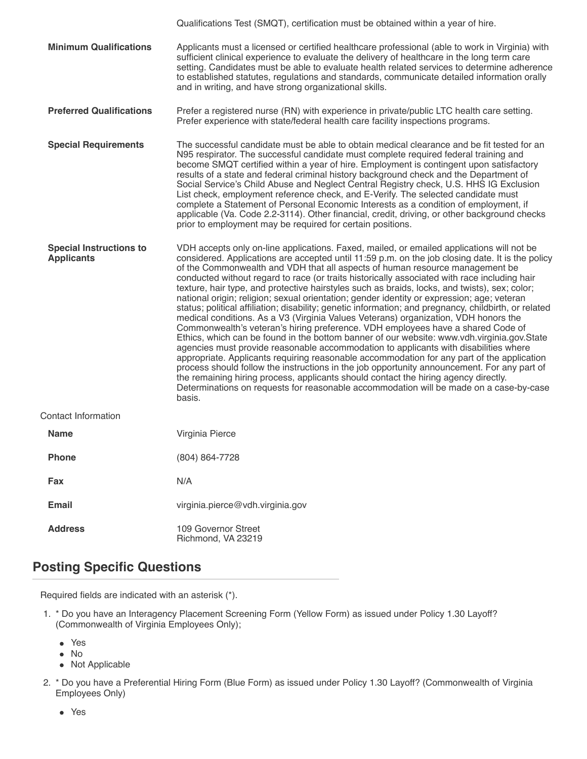Qualifications Test (SMQT), certification must be obtained within a year of hire.

**Minimum Qualifications**

Applicants must a licensed or certified healthcare professional (able to work in Virginia) with sufficient clinical experience to evaluate the delivery of healthcare in the long term care setting. Candidates must be able to evaluate health related services to determine adherence to established statutes, regulations and standards, communicate detailed information orally and in writing, and have strong organizational skills.

**Preferred Qualifications**

Prefer a registered nurse (RN) with experience in private/public LTC health care setting. Prefer experience with state/federal health care facility inspections programs.

**Special Requirements**

The successful candidate must be able to obtain medical clearance and be fit tested for an N95 respirator. The successful candidate must complete required federal training and become SMQT certified within a year of hire. Employment is contingent upon satisfactory results of a state and federal criminal history background check and the Department of Social Service's Child Abuse and Neglect Central Registry check, U.S. HHS IG Exclusion List check, employment reference check, and E-Verify. The selected candidate must complete a Statement of Personal Economic Interests as a condition of employment, if applicable (Va. Code 2.2-3114). Other financial, credit, driving, or other background checks prior to employment may be required for certain positions.

**Special Instructions to Applicants**

VDH accepts only on-line applications. Faxed, mailed, or emailed applications will not be considered. Applications are accepted until 11:59 p.m. on the job closing date. It is the policy of the Commonwealth and VDH that all aspects of human resource management be conducted without regard to race (or traits historically associated with race including hair texture, hair type, and protective hairstyles such as braids, locks, and twists), sex; color; national origin; religion; sexual orientation; gender identity or expression; age; veteran status; political affiliation; disability; genetic information; and pregnancy, childbirth, or related medical conditions. As a V3 (Virginia Values Veterans) organization, VDH honors the Commonwealth's veteran's hiring preference. VDH employees have a shared Code of Ethics, which can be found in the bottom banner of our website: www.vdh.virginia.gov.State agencies must provide reasonable accommodation to applicants with disabilities where appropriate. Applicants requiring reasonable accommodation for any part of the application process should follow the instructions in the job opportunity announcement. For any part of the remaining hiring process, applicants should contact the hiring agency directly. Determinations on requests for reasonable accommodation will be made on a case-by-case basis.

Contact Information

**Name**

Virginia Pierce

**Phone**

(804) 864-7728

**Fax**

N/A

**Email**

virginia.pierce@vdh.virginia.gov

**Address**

109 Governor Street
Richmond, VA 23219

## Posting Specific Questions

Required fields are indicated with an asterisk (*).

1. * Do you have an Interagency Placement Screening Form (Yellow Form) as issued under Policy 1.30 Layoff? (Commonwealth of Virginia Employees Only);
   - Yes
   - No
   - Not Applicable
2. * Do you have a Preferential Hiring Form (Blue Form) as issued under Policy 1.30 Layoff? (Commonwealth of Virginia Employees Only)
   - Yes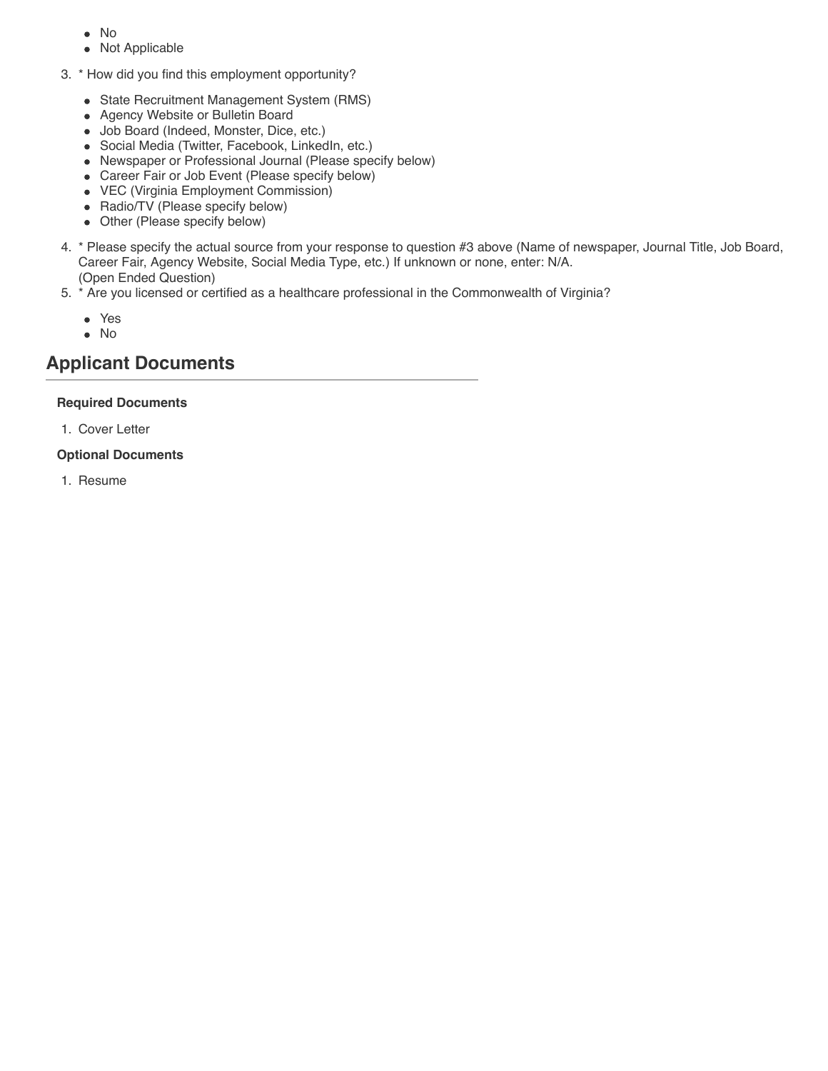- No
- Not Applicable

3. * How did you find this employment opportunity?

    - State Recruitment Management System (RMS)
    - Agency Website or Bulletin Board
    - Job Board (Indeed, Monster, Dice, etc.)
    - Social Media (Twitter, Facebook, LinkedIn, etc.)
    - Newspaper or Professional Journal (Please specify below)
    - Career Fair or Job Event (Please specify below)
    - VEC (Virginia Employment Commission)
    - Radio/TV (Please specify below)
    - Other (Please specify below)

4. * Please specify the actual source from your response to question #3 above (Name of newspaper, Journal Title, Job Board, Career Fair, Agency Website, Social Media Type, etc.) If unknown or none, enter: N/A.
(Open Ended Question)
5. * Are you licensed or certified as a healthcare professional in the Commonwealth of Virginia?

    - Yes
    - No

## Applicant Documents

**Required Documents**

1. Cover Letter

**Optional Documents**

1. Resume